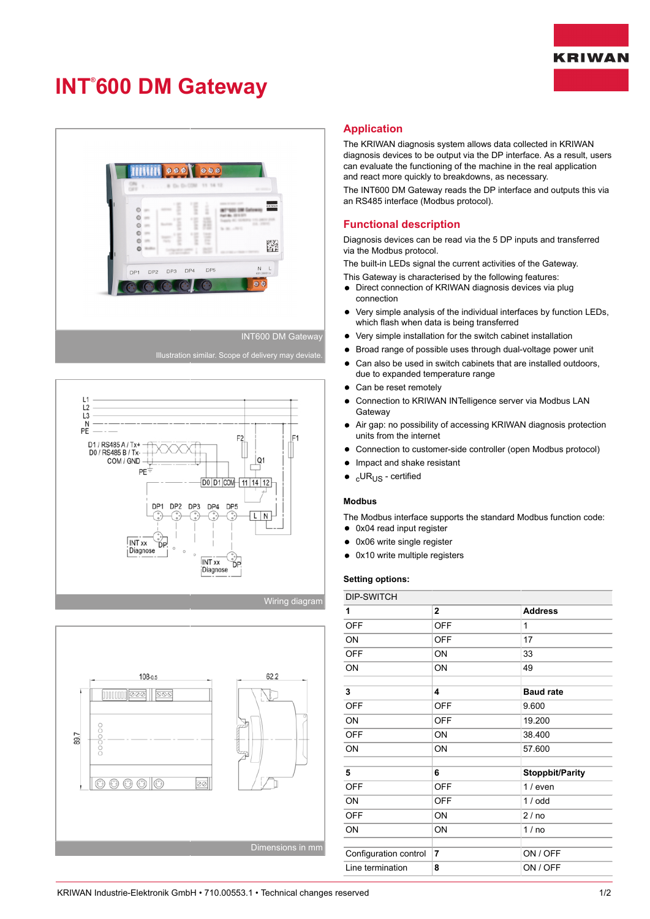# INT®600 DM Gateway

INT600 DM Gateway

Illustration similar. Scope of delivery may deviate.

Wiring diagram

Dimensions in mm

## Application

The KRIWAN diagnosis system allows data collected in KRIWAN diagnosis devices to be output via the DP interface. As a result, users can evaluate the functioning of the machine in the real application and react more quickly to breakdowns, as necessary.

The INT600 DM Gateway reads the DP interface and outputs this via an RS485 interface (Modbus protocol).

## Functional description

Diagnosis devices can be read via the 5 DP inputs and transferred via the Modbus protocol.

The built-in LEDs signal the current activities of the Gateway.

This Gateway is characterised by the following features:

- Direct connection of KRIWAN diagnosis devices via plug connection
- Very simple analysis of the individual interfaces by function LEDs, which flash when data is being transferred
- Very simple installation for the switch cabinet installation
- Broad range of possible uses through dual-voltage power unit
- Can also be used in switch cabinets that are installed outdoors, due to expanded temperature range
- Can be reset remotely
- Connection to KRIWAN INTelligence server via Modbus LAN Gateway
- Air gap: no possibility of accessing KRIWAN diagnosis protection units from the internet
- Connection to customer-side controller (open Modbus protocol)
- Impact and shake resistant
- $_{c}UR_{US}$ - certified

### Modbus

The Modbus interface supports the standard Modbus function code:

- 0x04 read input register
- 0x06 write single register
- 0x10 write multiple registers

### Setting options:

| DIP-SWITCH | | |
|---|---|---|
| **1** | **2** | **Address** |
| OFF | OFF | 1 |
| ON | OFF | 17 |
| OFF | ON | 33 |
| ON | ON | 49 |
| | | |
| **3** | **4** | **Baud rate** |
| OFF | OFF | 9.600 |
| ON | OFF | 19.200 |
| OFF | ON | 38.400 |
| ON | ON | 57.600 |
| | | |
| **5** | **6** | **Stoppbit/Parity** |
| OFF | OFF | 1 / even |
| ON | OFF | 1 / odd |
| OFF | ON | 2 / no |
| ON | ON | 1 / no |
| | | |
| Configuration control | **7** | ON / OFF |
| Line termination | **8** | ON / OFF |

KRIWAN Industrie-Elektronik GmbH • 710.00553.1 • Technical changes reserved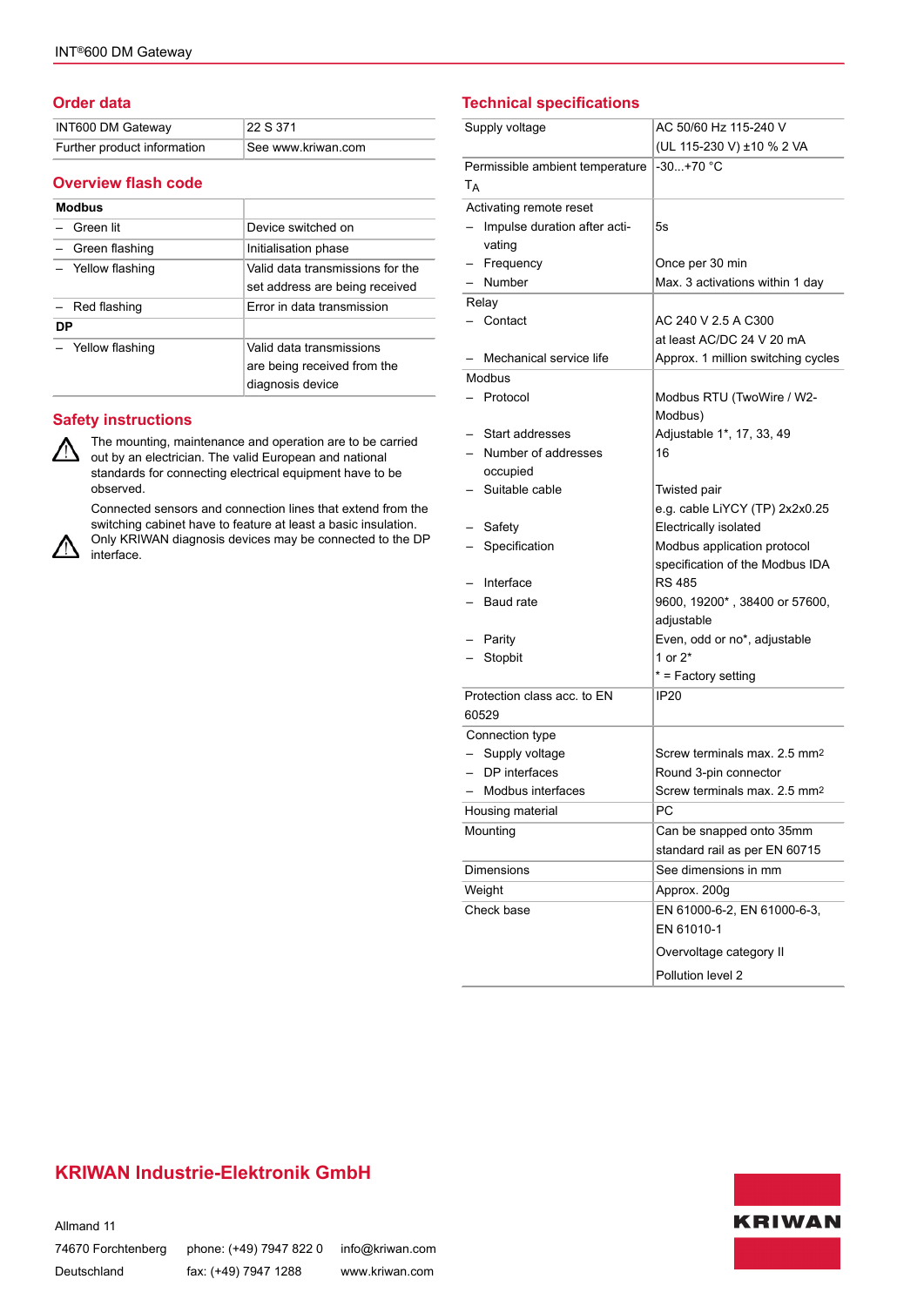## Order data

| | |
|---|---|
| INT600 DM Gateway | 22 S 371 |
| Further product information | See www.kriwan.com |

## Overview flash code

| | |
|---|---|
| **Modbus** | |
| – Green lit | Device switched on |
| – Green flashing | Initialisation phase |
| – Yellow flashing | Valid data transmissions for the set address are being received |
| – Red flashing | Error in data transmission |
| **DP** | |
| – Yellow flashing | Valid data transmissions are being received from the diagnosis device |

## Safety instructions

⚠ The mounting, maintenance and operation are to be carried out by an electrician. The valid European and national standards for connecting electrical equipment have to be observed.

⚠ Connected sensors and connection lines that extend from the switching cabinet have to feature at least a basic insulation. Only KRIWAN diagnosis devices may be connected to the DP interface.

## Technical specifications

| | |
|---|---|
| Supply voltage | AC 50/60 Hz 115-240 V (UL 115-230 V) ±10 % 2 VA |
| Permissible ambient temperature $T_A$ | -30...+70 °C |
| Activating remote reset | |
| – Impulse duration after activating | 5s |
| – Frequency | Once per 30 min |
| – Number | Max. 3 activations within 1 day |
| Relay | |
| – Contact | AC 240 V 2.5 A C300 at least AC/DC 24 V 20 mA |
| – Mechanical service life | Approx. 1 million switching cycles |
| Modbus | |
| – Protocol | Modbus RTU (TwoWire / W2-Modbus) |
| – Start addresses | Adjustable 1*, 17, 33, 49 |
| – Number of addresses occupied | 16 |
| – Suitable cable | Twisted pair e.g. cable LiYCY (TP) 2x2x0.25 |
| – Safety | Electrically isolated |
| – Specification | Modbus application protocol specification of the Modbus IDA |
| – Interface | RS 485 |
| – Baud rate | 9600, 19200* , 38400 or 57600, adjustable |
| – Parity | Even, odd or no*, adjustable |
| – Stopbit | 1 or 2* |
| | * = Factory setting |
| Protection class acc. to EN 60529 | IP20 |
| Connection type | |
| – Supply voltage | Screw terminals max. 2.5 mm² |
| – DP interfaces | Round 3-pin connector |
| – Modbus interfaces | Screw terminals max. 2.5 mm² |
| Housing material | PC |
| Mounting | Can be snapped onto 35mm standard rail as per EN 60715 |
| Dimensions | See dimensions in mm |
| Weight | Approx. 200g |
| Check base | EN 61000-6-2, EN 61000-6-3, EN 61010-1<br>Overvoltage category II<br>Pollution level 2 |

**KRIWAN Industrie-Elektronik GmbH**

Allmand 11
74670 Forchtenberg
Deutschland

phone: (+49) 7947 822 0
fax: (+49) 7947 1288

info@kriwan.com
www.kriwan.com

KRIWAN